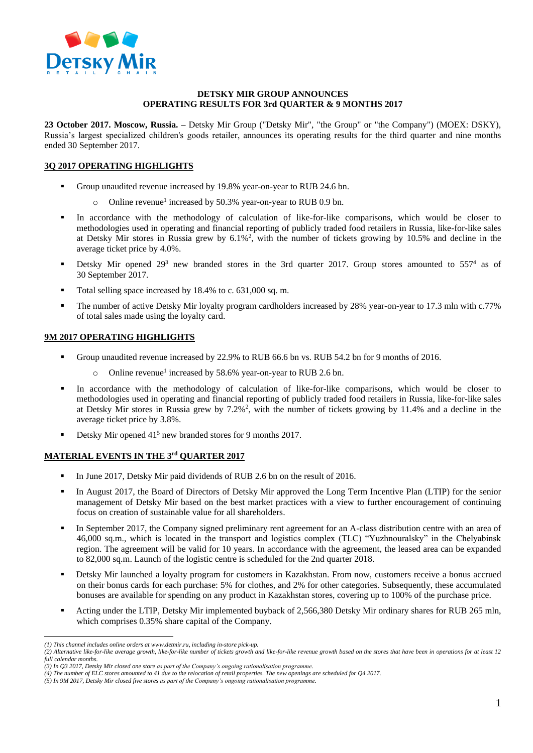# DETSKY MIR GROUP ANNOUNCES
# OPERATING RESULTS FOR 3rd QUARTER & 9 MONTHS 2017

**23 October 2017. Moscow, Russia. –** Detsky Mir Group ("Detsky Mir", "the Group" or "the Company") (MOEX: DSKY), Russia's largest specialized children's goods retailer, announces its operating results for the third quarter and nine months ended 30 September 2017.

## 3Q 2017 OPERATING HIGHLIGHTS

- Group unaudited revenue increased by 19.8% year-on-year to RUB 24.6 bn.
  - Online revenue[1] increased by 50.3% year-on-year to RUB 0.9 bn.
- In accordance with the methodology of calculation of like-for-like comparisons, which would be closer to methodologies used in operating and financial reporting of publicly traded food retailers in Russia, like-for-like sales at Detsky Mir stores in Russia grew by 6.1%[2], with the number of tickets growing by 10.5% and decline in the average ticket price by 4.0%.
- Detsky Mir opened 29[3] new branded stores in the 3rd quarter 2017. Group stores amounted to 557[4] as of 30 September 2017.
- Total selling space increased by 18.4% to c. 631,000 sq. m.
- The number of active Detsky Mir loyalty program cardholders increased by 28% year-on-year to 17.3 mln with c.77% of total sales made using the loyalty card.

## 9M 2017 OPERATING HIGHLIGHTS

- Group unaudited revenue increased by 22.9% to RUB 66.6 bn vs. RUB 54.2 bn for 9 months of 2016.
  - Online revenue[1] increased by 58.6% year-on-year to RUB 2.6 bn.
- In accordance with the methodology of calculation of like-for-like comparisons, which would be closer to methodologies used in operating and financial reporting of publicly traded food retailers in Russia, like-for-like sales at Detsky Mir stores in Russia grew by 7.2%[2], with the number of tickets growing by 11.4% and a decline in the average ticket price by 3.8%.
- Detsky Mir opened 41[5] new branded stores for 9 months 2017.

## MATERIAL EVENTS IN THE 3rd QUARTER 2017

- In June 2017, Detsky Mir paid dividends of RUB 2.6 bn on the result of 2016.
- In August 2017, the Board of Directors of Detsky Mir approved the Long Term Incentive Plan (LTIP) for the senior management of Detsky Mir based on the best market practices with a view to further encouragement of continuing focus on creation of sustainable value for all shareholders.
- In September 2017, the Company signed preliminary rent agreement for an A-class distribution centre with an area of 46,000 sq.m., which is located in the transport and logistics complex (TLC) "Yuzhnouralsky" in the Chelyabinsk region. The agreement will be valid for 10 years. In accordance with the agreement, the leased area can be expanded to 82,000 sq.m. Launch of the logistic centre is scheduled for the 2nd quarter 2018.
- Detsky Mir launched a loyalty program for customers in Kazakhstan. From now, customers receive a bonus accrued on their bonus cards for each purchase: 5% for clothes, and 2% for other categories. Subsequently, these accumulated bonuses are available for spending on any product in Kazakhstan stores, covering up to 100% of the purchase price.
- Acting under the LTIP, Detsky Mir implemented buyback of 2,566,380 Detsky Mir ordinary shares for RUB 265 mln, which comprises 0.35% share capital of the Company.

---

*(1) This channel includes online orders at www.detmir.ru, including in-store pick-up.*
*(2) Alternative like-for-like average growth, like-for-like number of tickets growth and like-for-like revenue growth based on the stores that have been in operations for at least 12 full calendar months.*
*(3) In Q3 2017, Detsky Mir closed one store as part of the Company's ongoing rationalisation programme.*
*(4) The number of ELC stores amounted to 41 due to the relocation of retail properties. The new openings are scheduled for Q4 2017.*
*(5) In 9M 2017, Detsky Mir closed five stores as part of the Company's ongoing rationalisation programme.*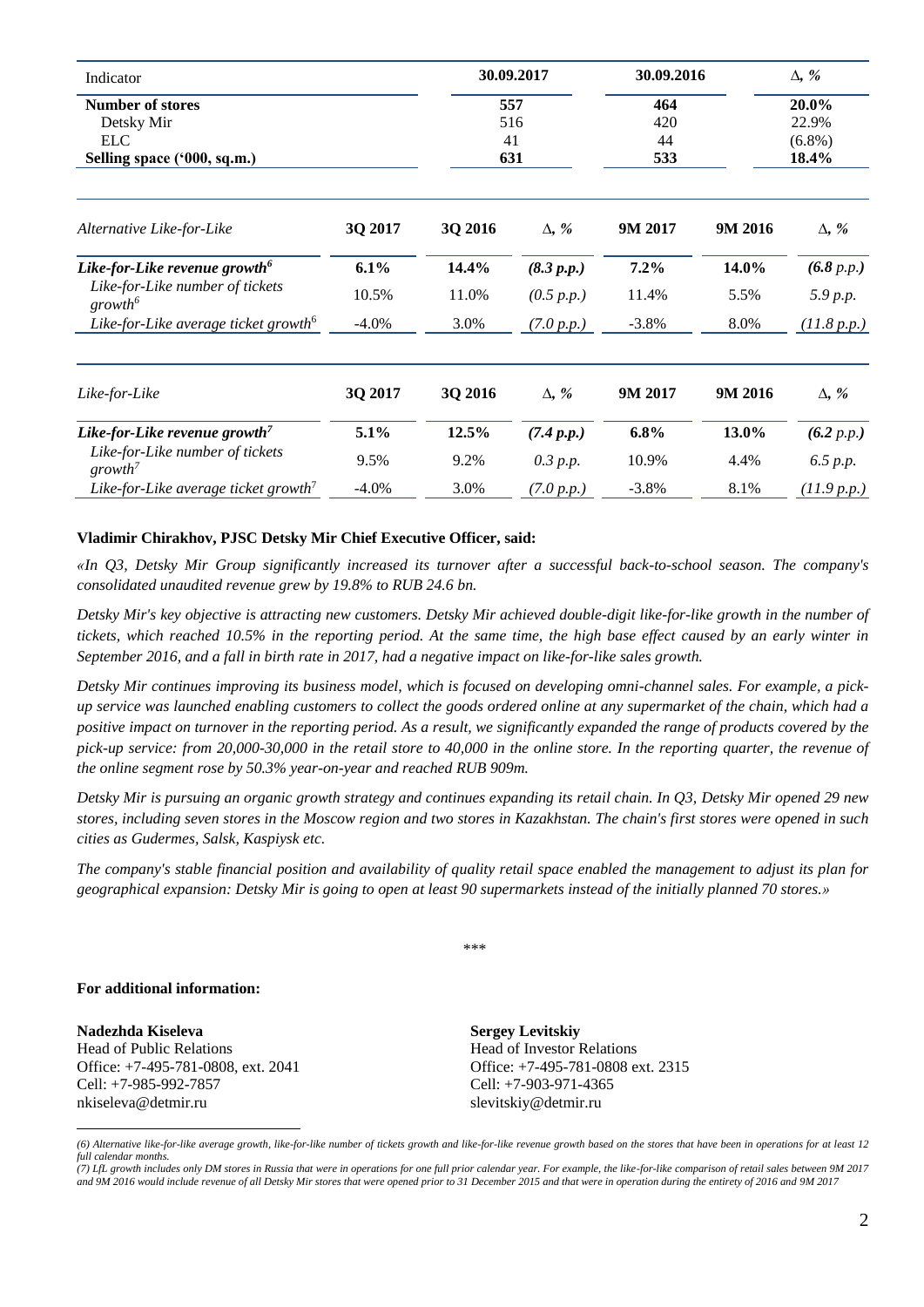| Indicator | 30.09.2017 | 30.09.2016 | Δ, % |
|---|---|---|---|
| **Number of stores** | **557** | **464** | **20.0%** |
| Detsky Mir | 516 | 420 | 22.9% |
| ELC | 41 | 44 | (6.8%) |
| **Selling space ('000, sq.m.)** | **631** | **533** | **18.4%** |

| *Alternative Like-for-Like* | **3Q 2017** | **3Q 2016** | **Δ, %** | **9M 2017** | **9M 2016** | **Δ, %** |
|---|---|---|---|---|---|---|
| ***Like-for-Like revenue growth[6]*** | **6.1%** | **14.4%** | ***(8.3 p.p.)*** | **7.2%** | **14.0%** | ***(6.8 p.p.)*** |
| *Like-for-Like number of tickets growth[6]* | 10.5% | 11.0% | *(0.5 p.p.)* | 11.4% | 5.5% | *5.9 p.p.* |
| *Like-for-Like average ticket growth[6]* | -4.0% | 3.0% | *(7.0 p.p.)* | -3.8% | 8.0% | *(11.8 p.p.)* |

| *Like-for-Like* | **3Q 2017** | **3Q 2016** | **Δ, %** | **9M 2017** | **9M 2016** | **Δ, %** |
|---|---|---|---|---|---|---|
| ***Like-for-Like revenue growth[7]*** | **5.1%** | **12.5%** | ***(7.4 p.p.)*** | **6.8%** | **13.0%** | ***(6.2 p.p.)*** |
| *Like-for-Like number of tickets growth[7]* | 9.5% | 9.2% | *0.3 p.p.* | 10.9% | 4.4% | *6.5 p.p.* |
| *Like-for-Like average ticket growth[7]* | -4.0% | 3.0% | *(7.0 p.p.)* | -3.8% | 8.1% | *(11.9 p.p.)* |

**Vladimir Chirakhov, PJSC Detsky Mir Chief Executive Officer, said:**

*«In Q3, Detsky Mir Group significantly increased its turnover after a successful back-to-school season. The company's consolidated unaudited revenue grew by 19.8% to RUB 24.6 bn.*

*Detsky Mir's key objective is attracting new customers. Detsky Mir achieved double-digit like-for-like growth in the number of tickets, which reached 10.5% in the reporting period. At the same time, the high base effect caused by an early winter in September 2016, and a fall in birth rate in 2017, had a negative impact on like-for-like sales growth.*

*Detsky Mir continues improving its business model, which is focused on developing omni-channel sales. For example, a pick-up service was launched enabling customers to collect the goods ordered online at any supermarket of the chain, which had a positive impact on turnover in the reporting period. As a result, we significantly expanded the range of products covered by the pick-up service: from 20,000-30,000 in the retail store to 40,000 in the online store. In the reporting quarter, the revenue of the online segment rose by 50.3% year-on-year and reached RUB 909m.*

*Detsky Mir is pursuing an organic growth strategy and continues expanding its retail chain. In Q3, Detsky Mir opened 29 new stores, including seven stores in the Moscow region and two stores in Kazakhstan. The chain's first stores were opened in such cities as Gudermes, Salsk, Kaspiysk etc.*

*The company's stable financial position and availability of quality retail space enabled the management to adjust its plan for geographical expansion: Detsky Mir is going to open at least 90 supermarkets instead of the initially planned 70 stores.»*

\*\*\*

**For additional information:**

**Nadezhda Kiseleva**
Head of Public Relations
Office: +7-495-781-0808, ext. 2041
Cell: +7-985-992-7857
nkiseleva@detmir.ru

**Sergey Levitskiy**
Head of Investor Relations
Office: +7-495-781-0808 ext. 2315
Cell: +7-903-971-4365
slevitskiy@detmir.ru

---

*(6) Alternative like-for-like average growth, like-for-like number of tickets growth and like-for-like revenue growth based on the stores that have been in operations for at least 12 full calendar months.*

*(7) LfL growth includes only DM stores in Russia that were in operations for one full prior calendar year. For example, the like-for-like comparison of retail sales between 9M 2017 and 9M 2016 would include revenue of all Detsky Mir stores that were opened prior to 31 December 2015 and that were in operation during the entirety of 2016 and 9M 2017*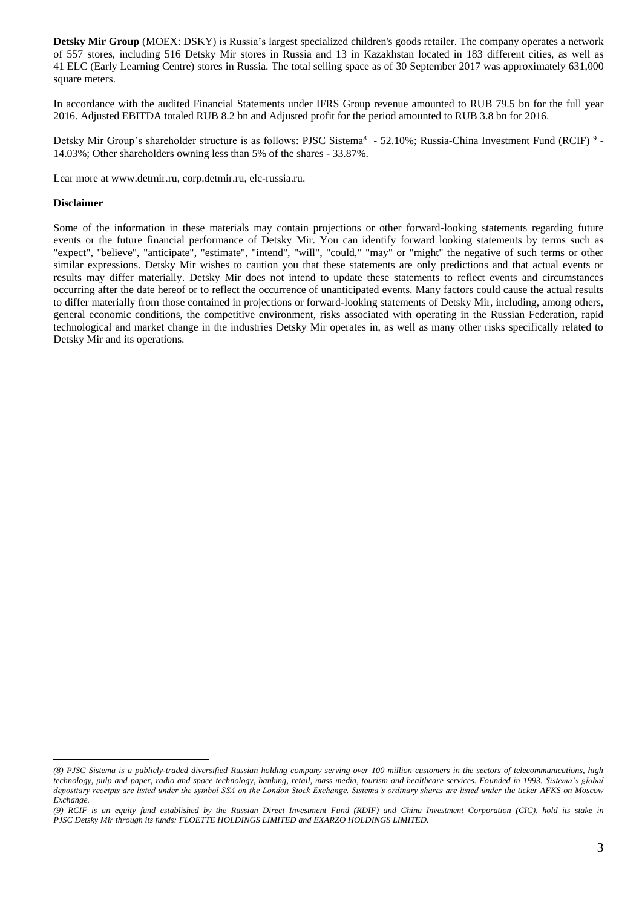**Detsky Mir Group** (MOEX: DSKY) is Russia's largest specialized children's goods retailer. The company operates a network of 557 stores, including 516 Detsky Mir stores in Russia and 13 in Kazakhstan located in 183 different cities, as well as 41 ELC (Early Learning Centre) stores in Russia. The total selling space as of 30 September 2017 was approximately 631,000 square meters.

In accordance with the audited Financial Statements under IFRS Group revenue amounted to RUB 79.5 bn for the full year 2016. Adjusted EBITDA totaled RUB 8.2 bn and Adjusted profit for the period amounted to RUB 3.8 bn for 2016.

Detsky Mir Group's shareholder structure is as follows: PJSC Sistema[8] - 52.10%; Russia-China Investment Fund (RCIF) [9] - 14.03%; Other shareholders owning less than 5% of the shares - 33.87%.

Lear more at www.detmir.ru, corp.detmir.ru, elc-russia.ru.

**Disclaimer**

Some of the information in these materials may contain projections or other forward-looking statements regarding future events or the future financial performance of Detsky Mir. You can identify forward looking statements by terms such as "expect", "believe", "anticipate", "estimate", "intend", "will", "could," "may" or "might" the negative of such terms or other similar expressions. Detsky Mir wishes to caution you that these statements are only predictions and that actual events or results may differ materially. Detsky Mir does not intend to update these statements to reflect events and circumstances occurring after the date hereof or to reflect the occurrence of unanticipated events. Many factors could cause the actual results to differ materially from those contained in projections or forward-looking statements of Detsky Mir, including, among others, general economic conditions, the competitive environment, risks associated with operating in the Russian Federation, rapid technological and market change in the industries Detsky Mir operates in, as well as many other risks specifically related to Detsky Mir and its operations.

---

*(8) PJSC Sistema is a publicly-traded diversified Russian holding company serving over 100 million customers in the sectors of telecommunications, high technology, pulp and paper, radio and space technology, banking, retail, mass media, tourism and healthcare services. Founded in 1993. Sistema's global depositary receipts are listed under the symbol SSA on the London Stock Exchange. Sistema's ordinary shares are listed under the ticker AFKS on Moscow Exchange.*

*(9) RCIF is an equity fund established by the Russian Direct Investment Fund (RDIF) and China Investment Corporation (CIC), hold its stake in PJSC Detsky Mir through its funds: FLOETTE HOLDINGS LIMITED and EXARZO HOLDINGS LIMITED.*